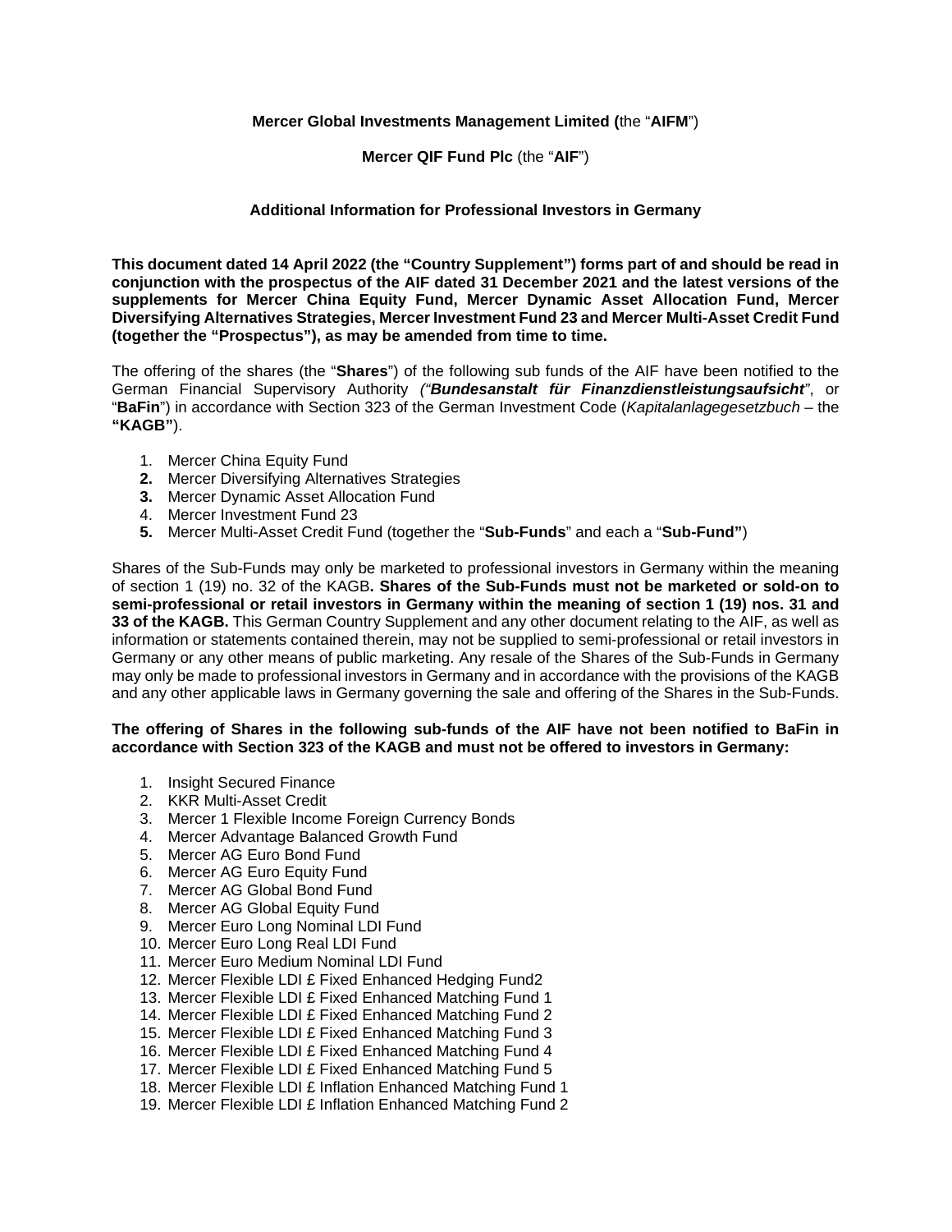**Mercer Global Investments Management Limited (**the “**AIFM**”)

**Mercer QIF Fund Plc** (the “**AIF**”)

**Additional Information for Professional Investors in Germany**

**This document dated 14 April 2022 (the “Country Supplement”) forms part of and should be read in conjunction with the prospectus of the AIF dated 31 December 2021 and the latest versions of the supplements for Mercer China Equity Fund, Mercer Dynamic Asset Allocation Fund, Mercer Diversifying Alternatives Strategies, Mercer Investment Fund 23 and Mercer Multi-Asset Credit Fund (together the “Prospectus”), as may be amended from time to time.**

The offering of the shares (the “**Shares**”) of the following sub funds of the AIF have been notified to the German Financial Supervisory Authority *(“**Bundesanstalt für Finanzdienstleistungsaufsicht**”*, or “**BaFin**”) in accordance with Section 323 of the German Investment Code (*Kapitalanlagegesetzbuch* – the **“KAGB”**).

1. Mercer China Equity Fund
2. Mercer Diversifying Alternatives Strategies
3. Mercer Dynamic Asset Allocation Fund
4. Mercer Investment Fund 23
5. Mercer Multi-Asset Credit Fund (together the “**Sub-Funds**” and each a “**Sub-Fund”**)

Shares of the Sub-Funds may only be marketed to professional investors in Germany within the meaning of section 1 (19) no. 32 of the KAGB**. Shares of the Sub-Funds must not be marketed or sold-on to semi-professional or retail investors in Germany within the meaning of section 1 (19) nos. 31 and 33 of the KAGB.** This German Country Supplement and any other document relating to the AIF, as well as information or statements contained therein, may not be supplied to semi-professional or retail investors in Germany or any other means of public marketing. Any resale of the Shares of the Sub-Funds in Germany may only be made to professional investors in Germany and in accordance with the provisions of the KAGB and any other applicable laws in Germany governing the sale and offering of the Shares in the Sub-Funds.

**The offering of Shares in the following sub-funds of the AIF have not been notified to BaFin in accordance with Section 323 of the KAGB and must not be offered to investors in Germany:**

1. Insight Secured Finance
2. KKR Multi-Asset Credit
3. Mercer 1 Flexible Income Foreign Currency Bonds
4. Mercer Advantage Balanced Growth Fund
5. Mercer AG Euro Bond Fund
6. Mercer AG Euro Equity Fund
7. Mercer AG Global Bond Fund
8. Mercer AG Global Equity Fund
9. Mercer Euro Long Nominal LDI Fund
10. Mercer Euro Long Real LDI Fund
11. Mercer Euro Medium Nominal LDI Fund
12. Mercer Flexible LDI £ Fixed Enhanced Hedging Fund2
13. Mercer Flexible LDI £ Fixed Enhanced Matching Fund 1
14. Mercer Flexible LDI £ Fixed Enhanced Matching Fund 2
15. Mercer Flexible LDI £ Fixed Enhanced Matching Fund 3
16. Mercer Flexible LDI £ Fixed Enhanced Matching Fund 4
17. Mercer Flexible LDI £ Fixed Enhanced Matching Fund 5
18. Mercer Flexible LDI £ Inflation Enhanced Matching Fund 1
19. Mercer Flexible LDI £ Inflation Enhanced Matching Fund 2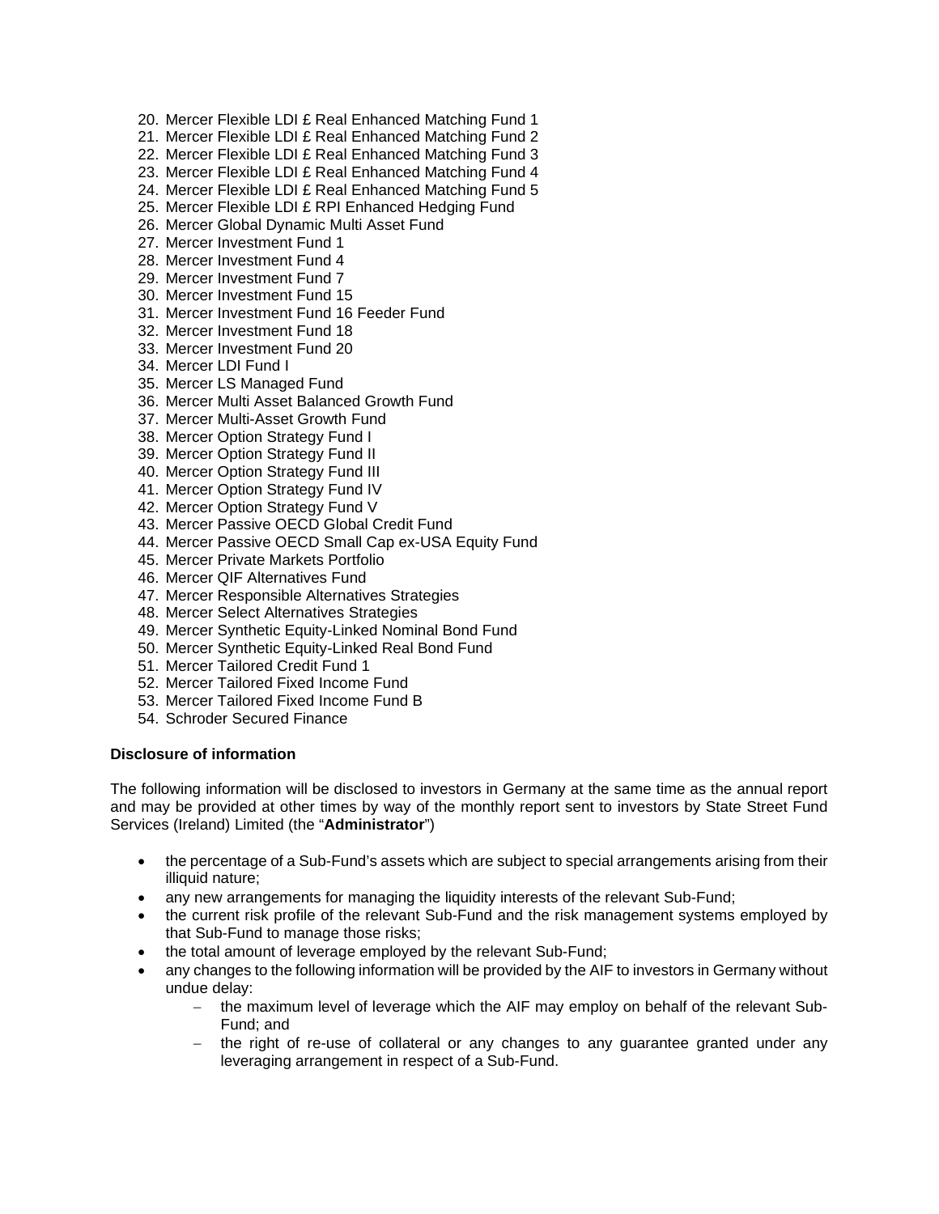20. Mercer Flexible LDI £ Real Enhanced Matching Fund 1
21. Mercer Flexible LDI £ Real Enhanced Matching Fund 2
22. Mercer Flexible LDI £ Real Enhanced Matching Fund 3
23. Mercer Flexible LDI £ Real Enhanced Matching Fund 4
24. Mercer Flexible LDI £ Real Enhanced Matching Fund 5
25. Mercer Flexible LDI £ RPI Enhanced Hedging Fund
26. Mercer Global Dynamic Multi Asset Fund
27. Mercer Investment Fund 1
28. Mercer Investment Fund 4
29. Mercer Investment Fund 7
30. Mercer Investment Fund 15
31. Mercer Investment Fund 16 Feeder Fund
32. Mercer Investment Fund 18
33. Mercer Investment Fund 20
34. Mercer LDI Fund I
35. Mercer LS Managed Fund
36. Mercer Multi Asset Balanced Growth Fund
37. Mercer Multi-Asset Growth Fund
38. Mercer Option Strategy Fund I
39. Mercer Option Strategy Fund II
40. Mercer Option Strategy Fund III
41. Mercer Option Strategy Fund IV
42. Mercer Option Strategy Fund V
43. Mercer Passive OECD Global Credit Fund
44. Mercer Passive OECD Small Cap ex-USA Equity Fund
45. Mercer Private Markets Portfolio
46. Mercer QIF Alternatives Fund
47. Mercer Responsible Alternatives Strategies
48. Mercer Select Alternatives Strategies
49. Mercer Synthetic Equity-Linked Nominal Bond Fund
50. Mercer Synthetic Equity-Linked Real Bond Fund
51. Mercer Tailored Credit Fund 1
52. Mercer Tailored Fixed Income Fund
53. Mercer Tailored Fixed Income Fund B
54. Schroder Secured Finance

**Disclosure of information**

The following information will be disclosed to investors in Germany at the same time as the annual report and may be provided at other times by way of the monthly report sent to investors by State Street Fund Services (Ireland) Limited (the "**Administrator**")

- the percentage of a Sub-Fund's assets which are subject to special arrangements arising from their illiquid nature;
- any new arrangements for managing the liquidity interests of the relevant Sub-Fund;
- the current risk profile of the relevant Sub-Fund and the risk management systems employed by that Sub-Fund to manage those risks;
- the total amount of leverage employed by the relevant Sub-Fund;
- any changes to the following information will be provided by the AIF to investors in Germany without undue delay:
  - the maximum level of leverage which the AIF may employ on behalf of the relevant Sub-Fund; and
  - the right of re-use of collateral or any changes to any guarantee granted under any leveraging arrangement in respect of a Sub-Fund.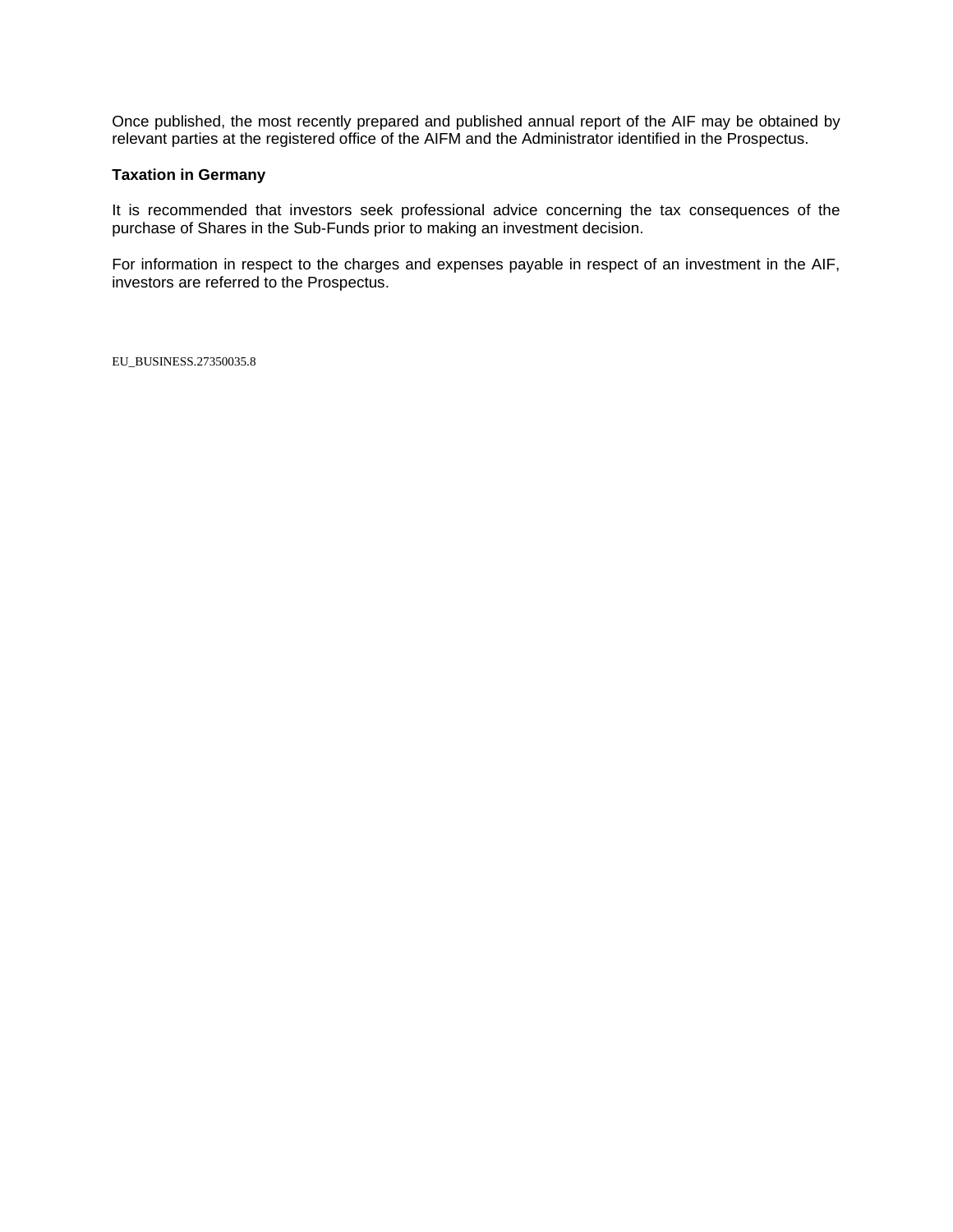Once published, the most recently prepared and published annual report of the AIF may be obtained by relevant parties at the registered office of the AIFM and the Administrator identified in the Prospectus.

**Taxation in Germany**

It is recommended that investors seek professional advice concerning the tax consequences of the purchase of Shares in the Sub-Funds prior to making an investment decision.

For information in respect to the charges and expenses payable in respect of an investment in the AIF, investors are referred to the Prospectus.

EU_BUSINESS.27350035.8